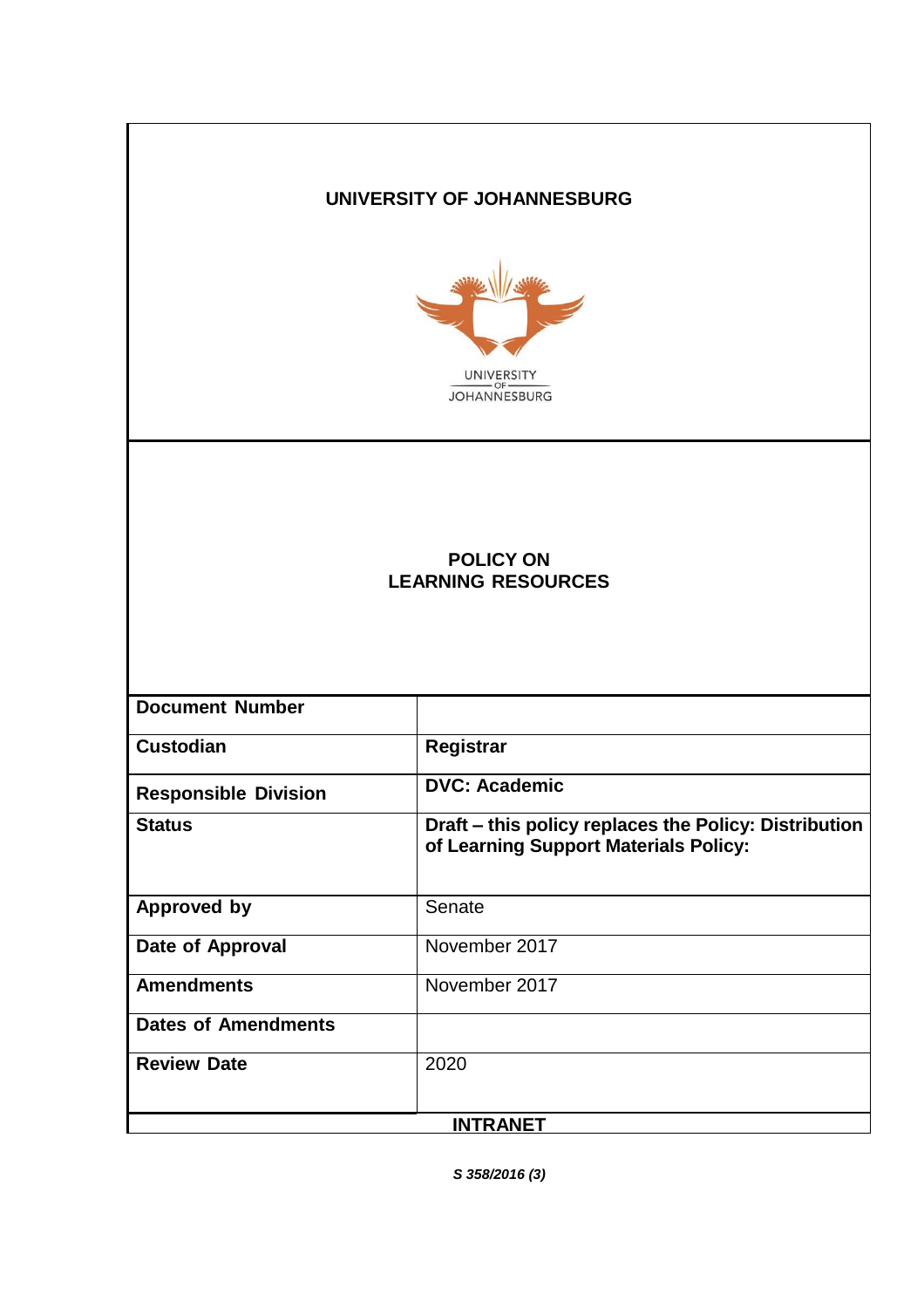**UNIVERSITY OF JOHANNESBURG**

UNIVERSITY OF JOHANNESBURG

# POLICY ON LEARNING RESOURCES

| Document Number | |
|---|---|
| **Custodian** | **Registrar** |
| **Responsible Division** | **DVC: Academic** |
| **Status** | **Draft – this policy replaces the Policy: Distribution of Learning Support Materials Policy:** |
| **Approved by** | Senate |
| **Date of Approval** | November 2017 |
| **Amendments** | November 2017 |
| **Dates of Amendments** | |
| **Review Date** | 2020 |

**INTRANET**

***S 358/2016 (3)***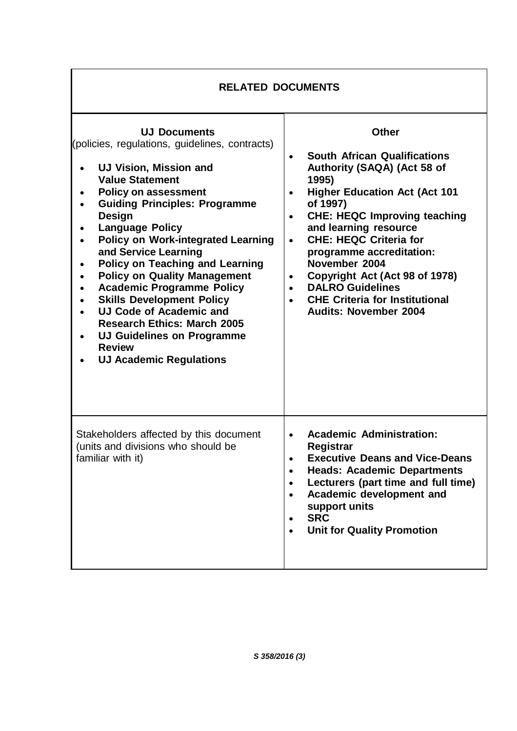| RELATED DOCUMENTS | |
|---|---|
| **UJ Documents**<br>(policies, regulations, guidelines, contracts)<br>• **UJ Vision, Mission and Value Statement**<br>• **Policy on assessment**<br>• **Guiding Principles: Programme Design**<br>• **Language Policy**<br>• **Policy on Work-integrated Learning and Service Learning**<br>• **Policy on Teaching and Learning**<br>• **Policy on Quality Management**<br>• **Academic Programme Policy**<br>• **Skills Development Policy**<br>• **UJ Code of Academic and Research Ethics: March 2005**<br>• **UJ Guidelines on Programme Review**<br>• **UJ Academic Regulations** | **Other**<br>• **South African Qualifications Authority (SAQA) (Act 58 of 1995)**<br>• **Higher Education Act (Act 101 of 1997)**<br>• **CHE: HEQC Improving teaching and learning resource**<br>• **CHE: HEQC Criteria for programme accreditation: November 2004**<br>• **Copyright Act (Act 98 of 1978)**<br>• **DALRO Guidelines**<br>• **CHE Criteria for Institutional Audits: November 2004** |
| Stakeholders affected by this document (units and divisions who should be familiar with it) | • **Academic Administration: Registrar**<br>• **Executive Deans and Vice-Deans**<br>• **Heads: Academic Departments**<br>• **Lecturers (part time and full time)**<br>• **Academic development and support units**<br>• **SRC**<br>• **Unit for Quality Promotion** |

***S 358/2016 (3)***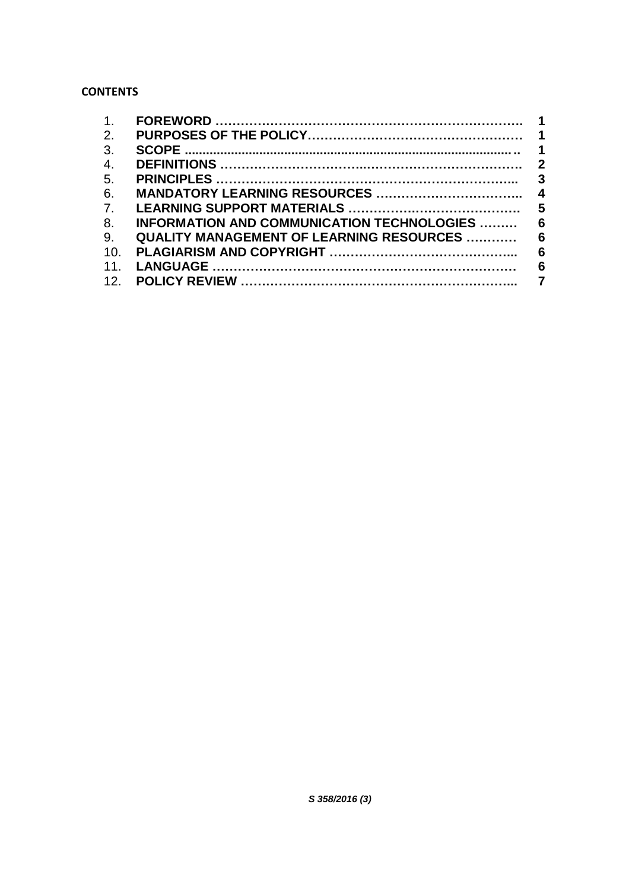**CONTENTS**

| | | |
|---|---|---|
| 1. | **FOREWORD** | **1** |
| 2. | **PURPOSES OF THE POLICY** | **1** |
| 3. | **SCOPE** | **1** |
| 4. | **DEFINITIONS** | **2** |
| 5. | **PRINCIPLES** | **3** |
| 6. | **MANDATORY LEARNING RESOURCES** | **4** |
| 7. | **LEARNING SUPPORT MATERIALS** | **5** |
| 8. | **INFORMATION AND COMMUNICATION TECHNOLOGIES** | **6** |
| 9. | **QUALITY MANAGEMENT OF LEARNING RESOURCES** | **6** |
| 10. | **PLAGIARISM AND COPYRIGHT** | **6** |
| 11. | **LANGUAGE** | **6** |
| 12. | **POLICY REVIEW** | **7** |

***S 358/2016 (3)***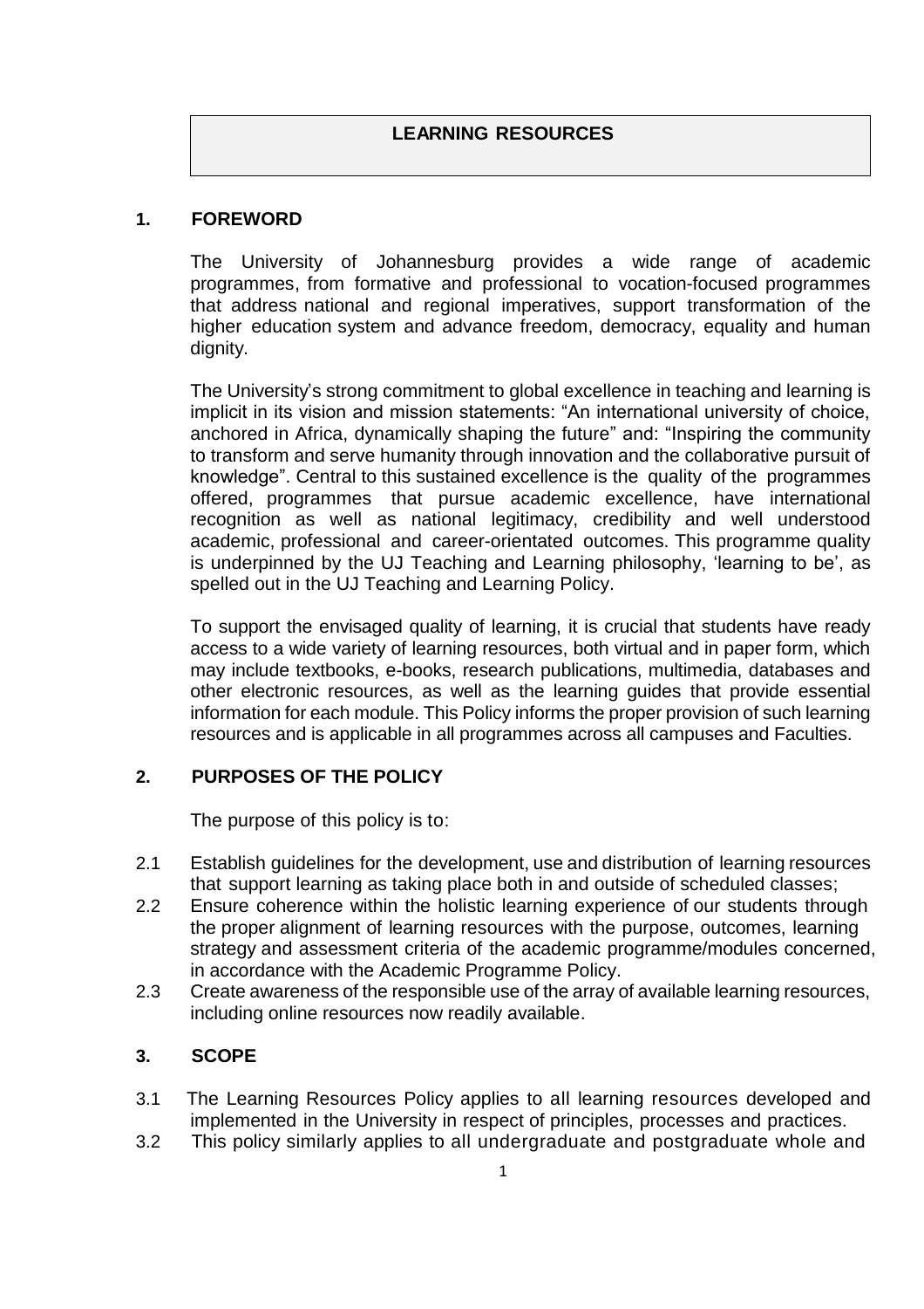# LEARNING RESOURCES

## 1. FOREWORD

The University of Johannesburg provides a wide range of academic programmes, from formative and professional to vocation-focused programmes that address national and regional imperatives, support transformation of the higher education system and advance freedom, democracy, equality and human dignity.

The University's strong commitment to global excellence in teaching and learning is implicit in its vision and mission statements: "An international university of choice, anchored in Africa, dynamically shaping the future" and: "Inspiring the community to transform and serve humanity through innovation and the collaborative pursuit of knowledge". Central to this sustained excellence is the quality of the programmes offered, programmes that pursue academic excellence, have international recognition as well as national legitimacy, credibility and well understood academic, professional and career-orientated outcomes. This programme quality is underpinned by the UJ Teaching and Learning philosophy, 'learning to be', as spelled out in the UJ Teaching and Learning Policy.

To support the envisaged quality of learning, it is crucial that students have ready access to a wide variety of learning resources, both virtual and in paper form, which may include textbooks, e-books, research publications, multimedia, databases and other electronic resources, as well as the learning guides that provide essential information for each module. This Policy informs the proper provision of such learning resources and is applicable in all programmes across all campuses and Faculties.

## 2. PURPOSES OF THE POLICY

The purpose of this policy is to:

2.1 Establish guidelines for the development, use and distribution of learning resources that support learning as taking place both in and outside of scheduled classes;

2.2 Ensure coherence within the holistic learning experience of our students through the proper alignment of learning resources with the purpose, outcomes, learning strategy and assessment criteria of the academic programme/modules concerned, in accordance with the Academic Programme Policy.

2.3 Create awareness of the responsible use of the array of available learning resources, including online resources now readily available.

## 3. SCOPE

3.1 The Learning Resources Policy applies to all learning resources developed and implemented in the University in respect of principles, processes and practices.

3.2 This policy similarly applies to all undergraduate and postgraduate whole and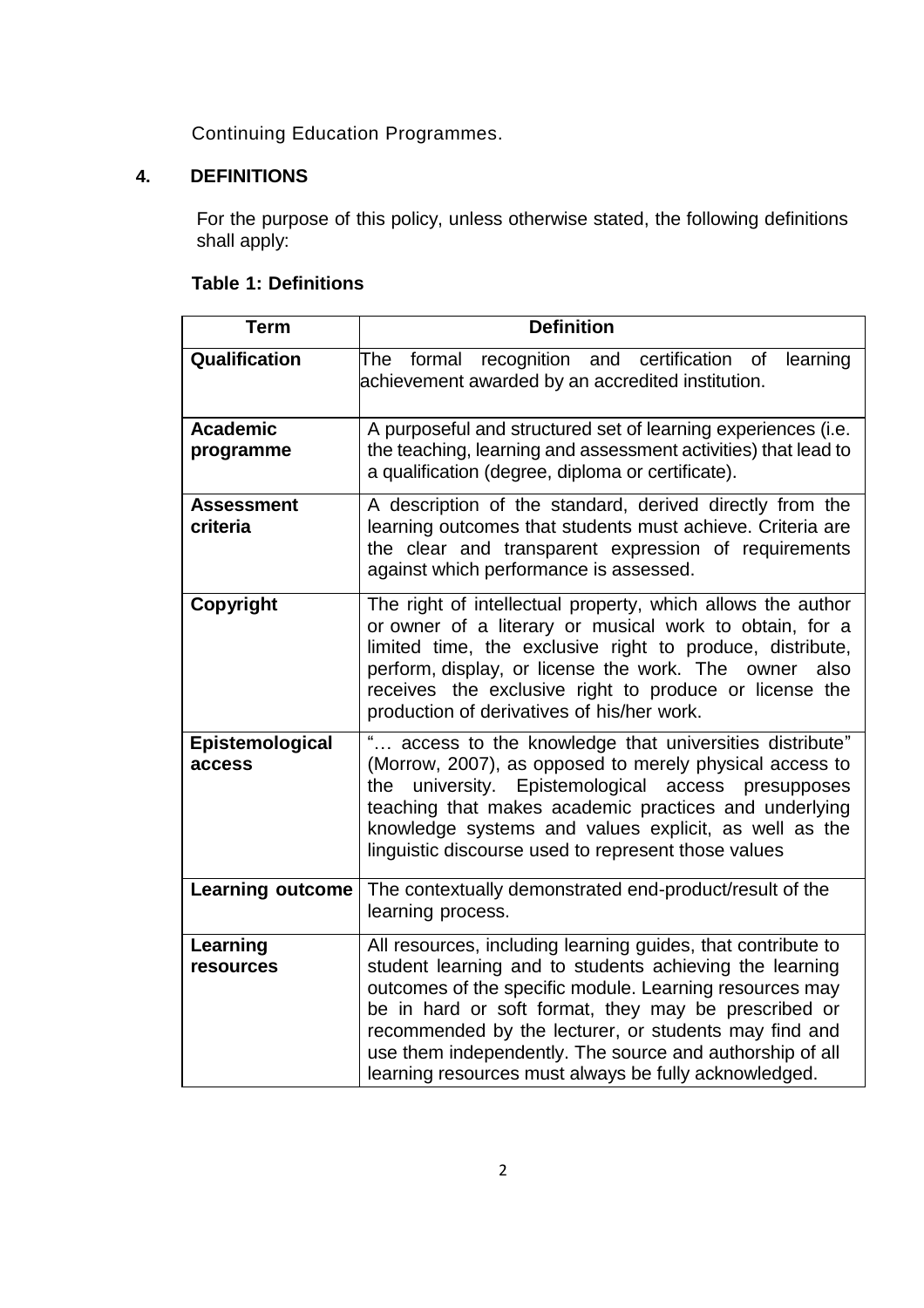Continuing Education Programmes.

## 4. DEFINITIONS

For the purpose of this policy, unless otherwise stated, the following definitions shall apply:

**Table 1: Definitions**

| Term | Definition |
|---|---|
| **Qualification** | The formal recognition and certification of learning achievement awarded by an accredited institution. |
| **Academic programme** | A purposeful and structured set of learning experiences (i.e. the teaching, learning and assessment activities) that lead to a qualification (degree, diploma or certificate). |
| **Assessment criteria** | A description of the standard, derived directly from the learning outcomes that students must achieve. Criteria are the clear and transparent expression of requirements against which performance is assessed. |
| **Copyright** | The right of intellectual property, which allows the author or owner of a literary or musical work to obtain, for a limited time, the exclusive right to produce, distribute, perform, display, or license the work. The owner also receives the exclusive right to produce or license the production of derivatives of his/her work. |
| **Epistemological access** | "… access to the knowledge that universities distribute" (Morrow, 2007), as opposed to merely physical access to the university. Epistemological access presupposes teaching that makes academic practices and underlying knowledge systems and values explicit, as well as the linguistic discourse used to represent those values |
| **Learning outcome** | The contextually demonstrated end-product/result of the learning process. |
| **Learning resources** | All resources, including learning guides, that contribute to student learning and to students achieving the learning outcomes of the specific module. Learning resources may be in hard or soft format, they may be prescribed or recommended by the lecturer, or students may find and use them independently. The source and authorship of all learning resources must always be fully acknowledged. |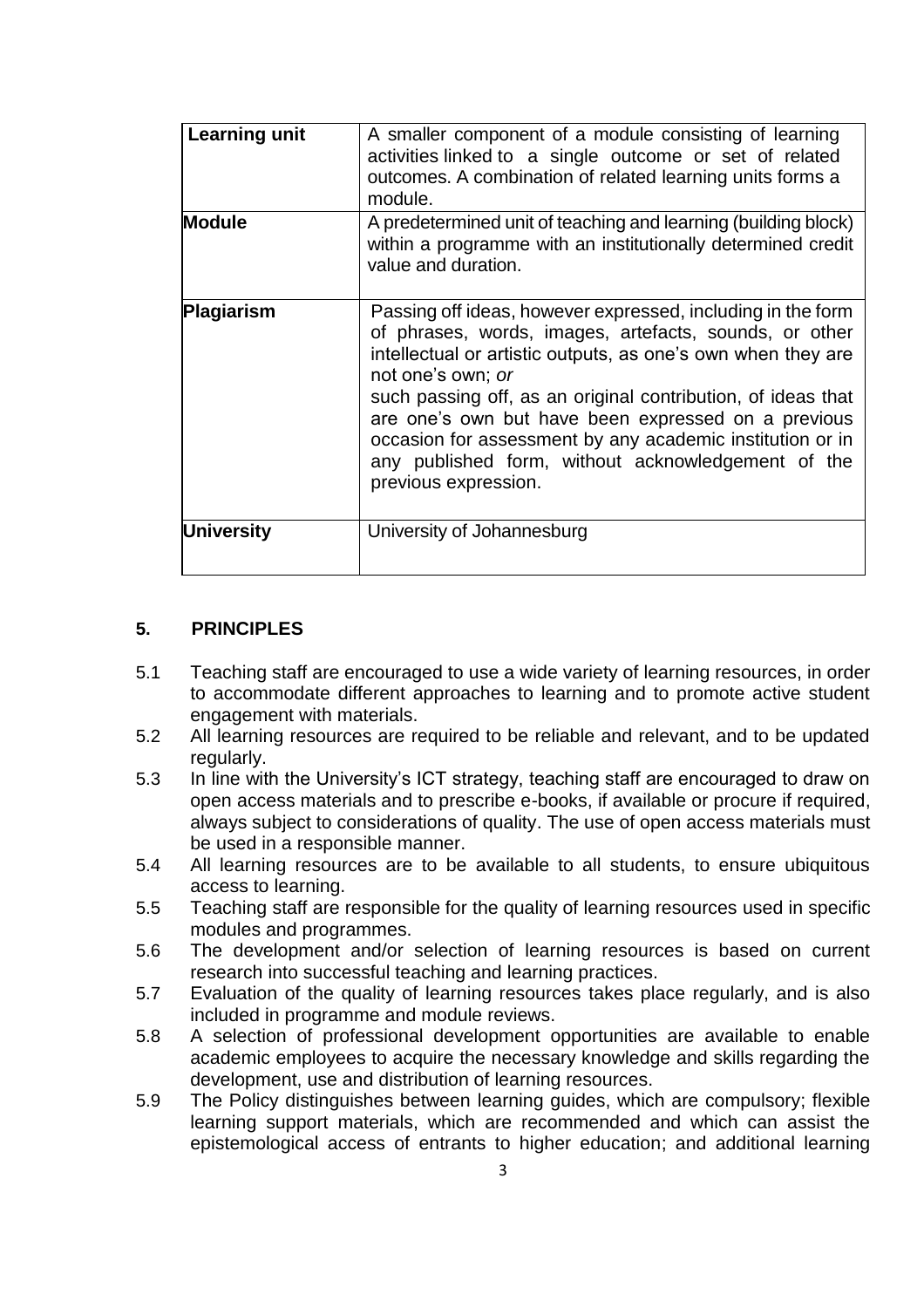| Term | Definition |
|---|---|
| **Learning unit** | A smaller component of a module consisting of learning activities linked to a single outcome or set of related outcomes. A combination of related learning units forms a module. |
| **Module** | A predetermined unit of teaching and learning (building block) within a programme with an institutionally determined credit value and duration. |
| **Plagiarism** | Passing off ideas, however expressed, including in the form of phrases, words, images, artefacts, sounds, or other intellectual or artistic outputs, as one's own when they are not one's own; *or* such passing off, as an original contribution, of ideas that are one's own but have been expressed on a previous occasion for assessment by any academic institution or in any published form, without acknowledgement of the previous expression. |
| **University** | University of Johannesburg |

## 5. PRINCIPLES

5.1 Teaching staff are encouraged to use a wide variety of learning resources, in order to accommodate different approaches to learning and to promote active student engagement with materials.

5.2 All learning resources are required to be reliable and relevant, and to be updated regularly.

5.3 In line with the University's ICT strategy, teaching staff are encouraged to draw on open access materials and to prescribe e-books, if available or procure if required, always subject to considerations of quality. The use of open access materials must be used in a responsible manner.

5.4 All learning resources are to be available to all students, to ensure ubiquitous access to learning.

5.5 Teaching staff are responsible for the quality of learning resources used in specific modules and programmes.

5.6 The development and/or selection of learning resources is based on current research into successful teaching and learning practices.

5.7 Evaluation of the quality of learning resources takes place regularly, and is also included in programme and module reviews.

5.8 A selection of professional development opportunities are available to enable academic employees to acquire the necessary knowledge and skills regarding the development, use and distribution of learning resources.

5.9 The Policy distinguishes between learning guides, which are compulsory; flexible learning support materials, which are recommended and which can assist the epistemological access of entrants to higher education; and additional learning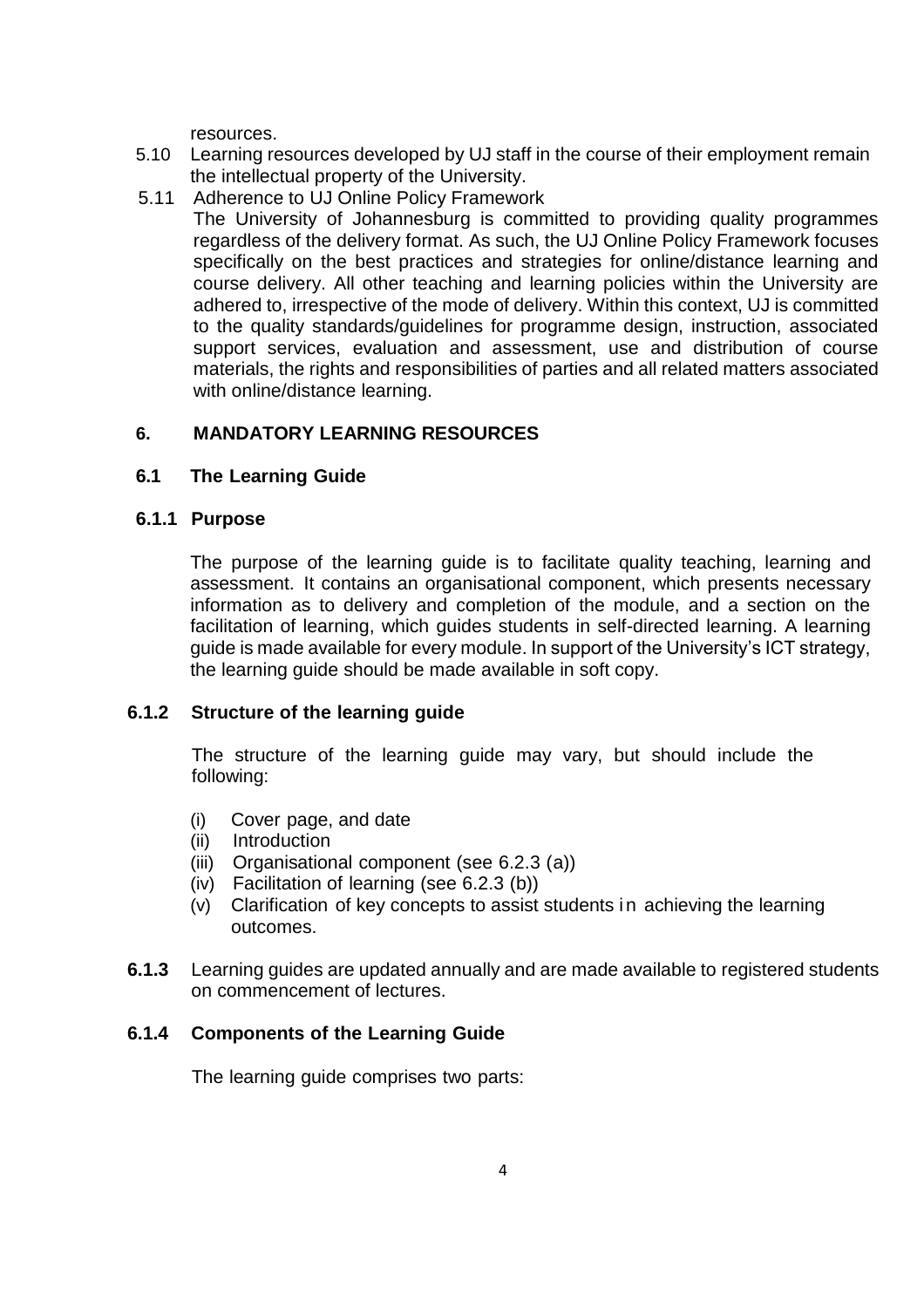resources.

5.10 Learning resources developed by UJ staff in the course of their employment remain the intellectual property of the University.

5.11 Adherence to UJ Online Policy Framework

The University of Johannesburg is committed to providing quality programmes regardless of the delivery format. As such, the UJ Online Policy Framework focuses specifically on the best practices and strategies for online/distance learning and course delivery. All other teaching and learning policies within the University are adhered to, irrespective of the mode of delivery. Within this context, UJ is committed to the quality standards/guidelines for programme design, instruction, associated support services, evaluation and assessment, use and distribution of course materials, the rights and responsibilities of parties and all related matters associated with online/distance learning.

## 6. MANDATORY LEARNING RESOURCES

### 6.1 The Learning Guide

#### 6.1.1 Purpose

The purpose of the learning guide is to facilitate quality teaching, learning and assessment. It contains an organisational component, which presents necessary information as to delivery and completion of the module, and a section on the facilitation of learning, which guides students in self-directed learning. A learning guide is made available for every module. In support of the University's ICT strategy, the learning guide should be made available in soft copy.

#### 6.1.2 Structure of the learning guide

The structure of the learning guide may vary, but should include the following:

(i) Cover page, and date
(ii) Introduction
(iii) Organisational component (see 6.2.3 (a))
(iv) Facilitation of learning (see 6.2.3 (b))
(v) Clarification of key concepts to assist students in achieving the learning outcomes.

**6.1.3** Learning guides are updated annually and are made available to registered students on commencement of lectures.

#### 6.1.4 Components of the Learning Guide

The learning guide comprises two parts: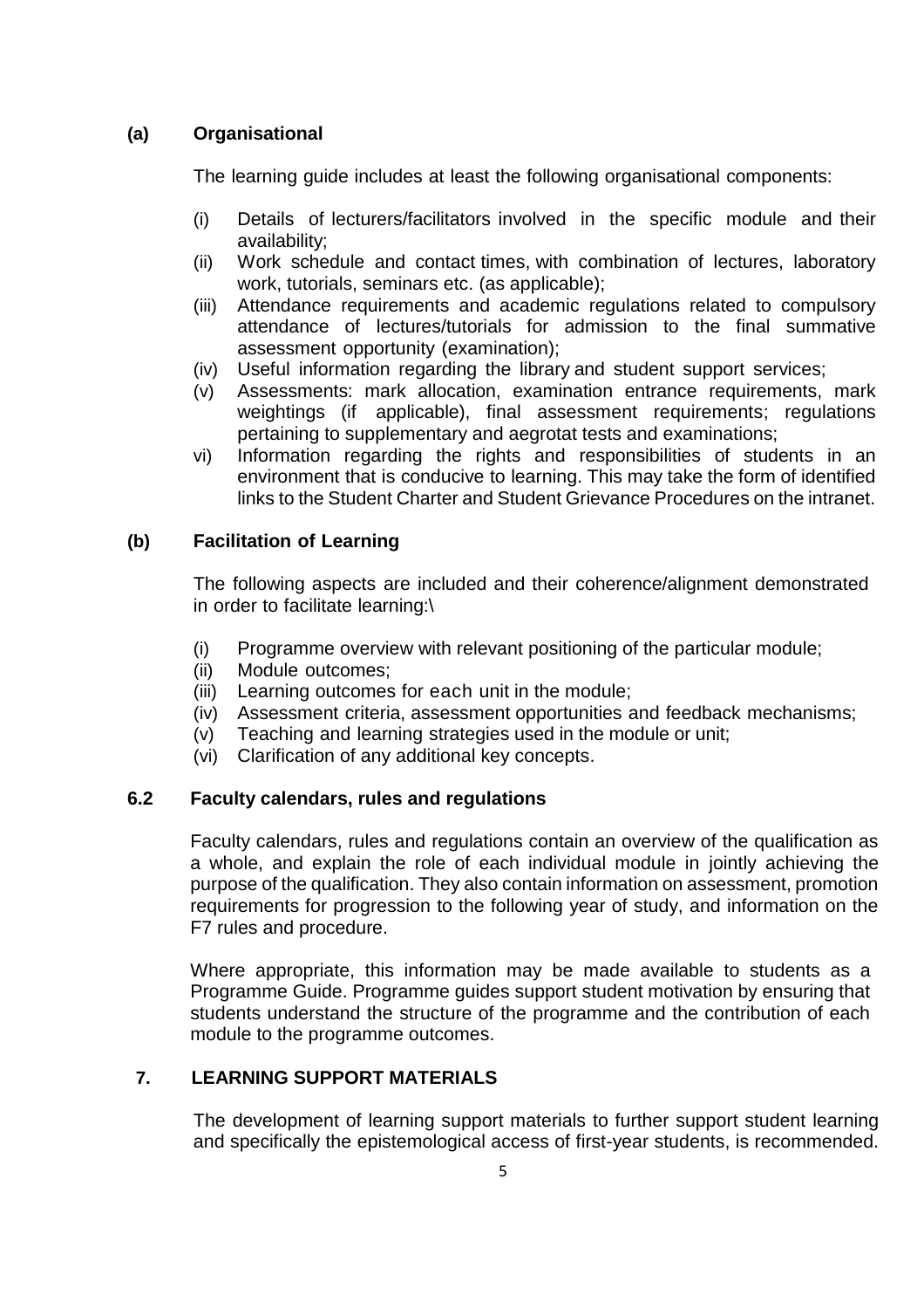**(a) Organisational**

The learning guide includes at least the following organisational components:

(i) Details of lecturers/facilitators involved in the specific module and their availability;
(ii) Work schedule and contact times, with combination of lectures, laboratory work, tutorials, seminars etc. (as applicable);
(iii) Attendance requirements and academic regulations related to compulsory attendance of lectures/tutorials for admission to the final summative assessment opportunity (examination);
(iv) Useful information regarding the library and student support services;
(v) Assessments: mark allocation, examination entrance requirements, mark weightings (if applicable), final assessment requirements; regulations pertaining to supplementary and aegrotat tests and examinations;
vi) Information regarding the rights and responsibilities of students in an environment that is conducive to learning. This may take the form of identified links to the Student Charter and Student Grievance Procedures on the intranet.

**(b) Facilitation of Learning**

The following aspects are included and their coherence/alignment demonstrated in order to facilitate learning:\

(i) Programme overview with relevant positioning of the particular module;
(ii) Module outcomes;
(iii) Learning outcomes for each unit in the module;
(iv) Assessment criteria, assessment opportunities and feedback mechanisms;
(v) Teaching and learning strategies used in the module or unit;
(vi) Clarification of any additional key concepts.

### 6.2 Faculty calendars, rules and regulations

Faculty calendars, rules and regulations contain an overview of the qualification as a whole, and explain the role of each individual module in jointly achieving the purpose of the qualification. They also contain information on assessment, promotion requirements for progression to the following year of study, and information on the F7 rules and procedure.

Where appropriate, this information may be made available to students as a Programme Guide. Programme guides support student motivation by ensuring that students understand the structure of the programme and the contribution of each module to the programme outcomes.

## 7. LEARNING SUPPORT MATERIALS

The development of learning support materials to further support student learning and specifically the epistemological access of first-year students, is recommended.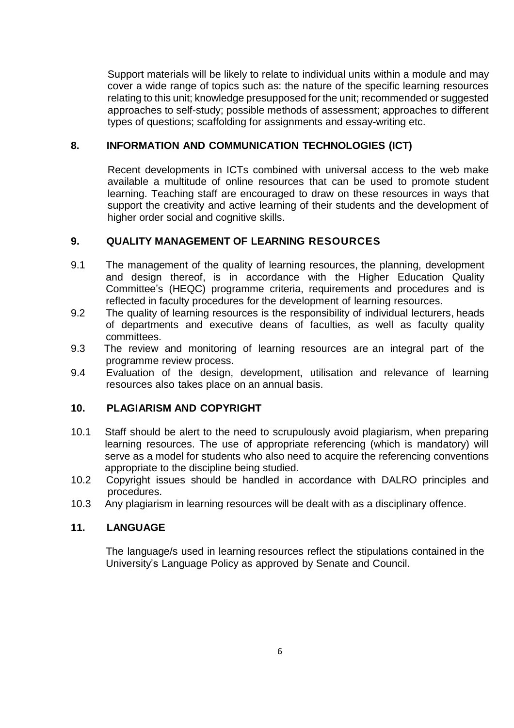Support materials will be likely to relate to individual units within a module and may cover a wide range of topics such as: the nature of the specific learning resources relating to this unit; knowledge presupposed for the unit; recommended or suggested approaches to self-study; possible methods of assessment; approaches to different types of questions; scaffolding for assignments and essay-writing etc.

## 8. INFORMATION AND COMMUNICATION TECHNOLOGIES (ICT)

Recent developments in ICTs combined with universal access to the web make available a multitude of online resources that can be used to promote student learning. Teaching staff are encouraged to draw on these resources in ways that support the creativity and active learning of their students and the development of higher order social and cognitive skills.

## 9. QUALITY MANAGEMENT OF LEARNING RESOURCES

9.1 The management of the quality of learning resources, the planning, development and design thereof, is in accordance with the Higher Education Quality Committee's (HEQC) programme criteria, requirements and procedures and is reflected in faculty procedures for the development of learning resources.

9.2 The quality of learning resources is the responsibility of individual lecturers, heads of departments and executive deans of faculties, as well as faculty quality committees.

9.3 The review and monitoring of learning resources are an integral part of the programme review process.

9.4 Evaluation of the design, development, utilisation and relevance of learning resources also takes place on an annual basis.

## 10. PLAGIARISM AND COPYRIGHT

10.1 Staff should be alert to the need to scrupulously avoid plagiarism, when preparing learning resources. The use of appropriate referencing (which is mandatory) will serve as a model for students who also need to acquire the referencing conventions appropriate to the discipline being studied.

10.2 Copyright issues should be handled in accordance with DALRO principles and procedures.

10.3 Any plagiarism in learning resources will be dealt with as a disciplinary offence.

## 11. LANGUAGE

The language/s used in learning resources reflect the stipulations contained in the University's Language Policy as approved by Senate and Council.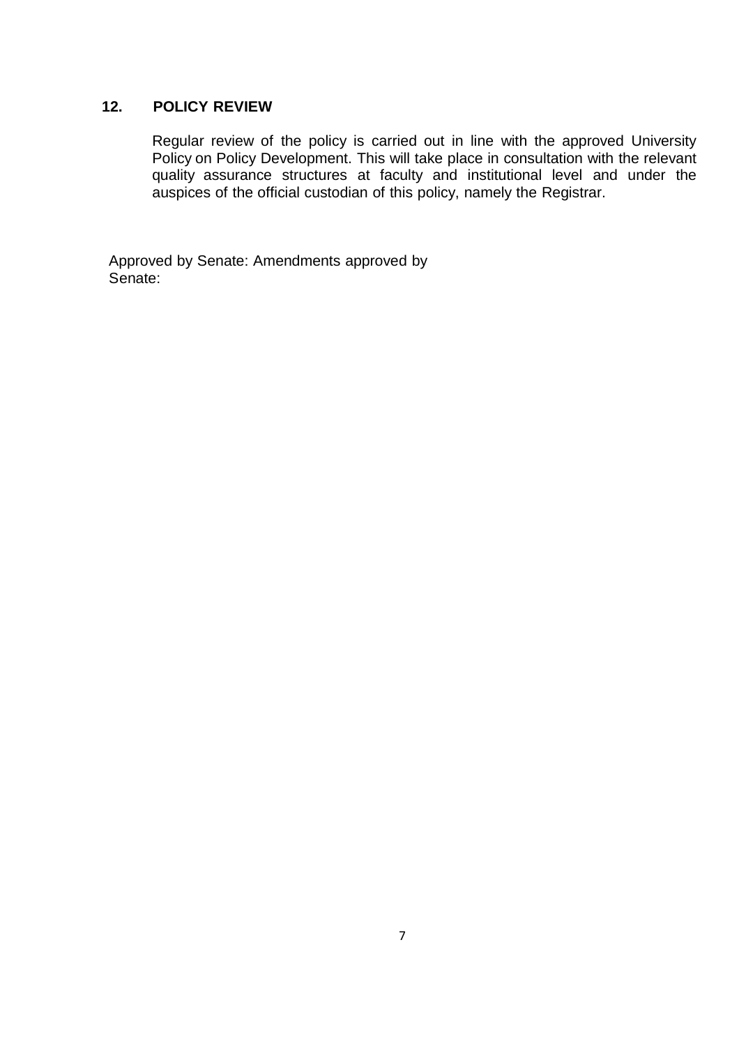## 12. POLICY REVIEW

Regular review of the policy is carried out in line with the approved University Policy on Policy Development. This will take place in consultation with the relevant quality assurance structures at faculty and institutional level and under the auspices of the official custodian of this policy, namely the Registrar.

Approved by Senate: Amendments approved by Senate: